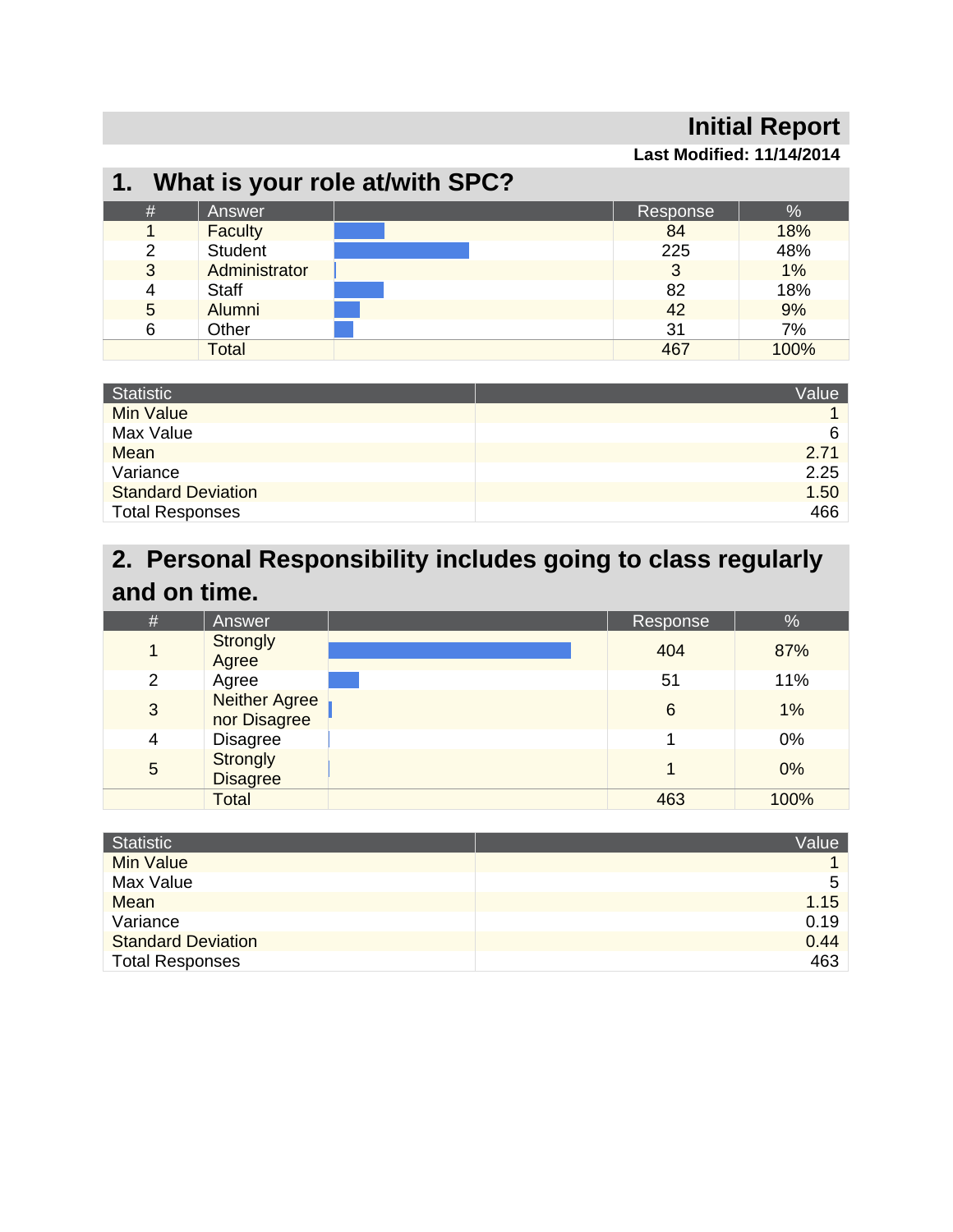# Initial Report

**Last Modified: 11/14/2014**

## 1. What is your role at/with SPC?

| # | Answer | | Response | % |
|---|---|---|---|---|
| 1 | Faculty | | 84 | 18% |
| 2 | Student | | 225 | 48% |
| 3 | Administrator | | 3 | 1% |
| 4 | Staff | | 82 | 18% |
| 5 | Alumni | | 42 | 9% |
| 6 | Other | | 31 | 7% |
| | Total | | 467 | 100% |

| Statistic | Value |
|---|---|
| Min Value | 1 |
| Max Value | 6 |
| Mean | 2.71 |
| Variance | 2.25 |
| Standard Deviation | 1.50 |
| Total Responses | 466 |

## 2. Personal Responsibility includes going to class regularly and on time.

| # | Answer | | Response | % |
|---|---|---|---|---|
| 1 | Strongly Agree | | 404 | 87% |
| 2 | Agree | | 51 | 11% |
| 3 | Neither Agree nor Disagree | | 6 | 1% |
| 4 | Disagree | | 1 | 0% |
| 5 | Strongly Disagree | | 1 | 0% |
| | Total | | 463 | 100% |

| Statistic | Value |
|---|---|
| Min Value | 1 |
| Max Value | 5 |
| Mean | 1.15 |
| Variance | 0.19 |
| Standard Deviation | 0.44 |
| Total Responses | 463 |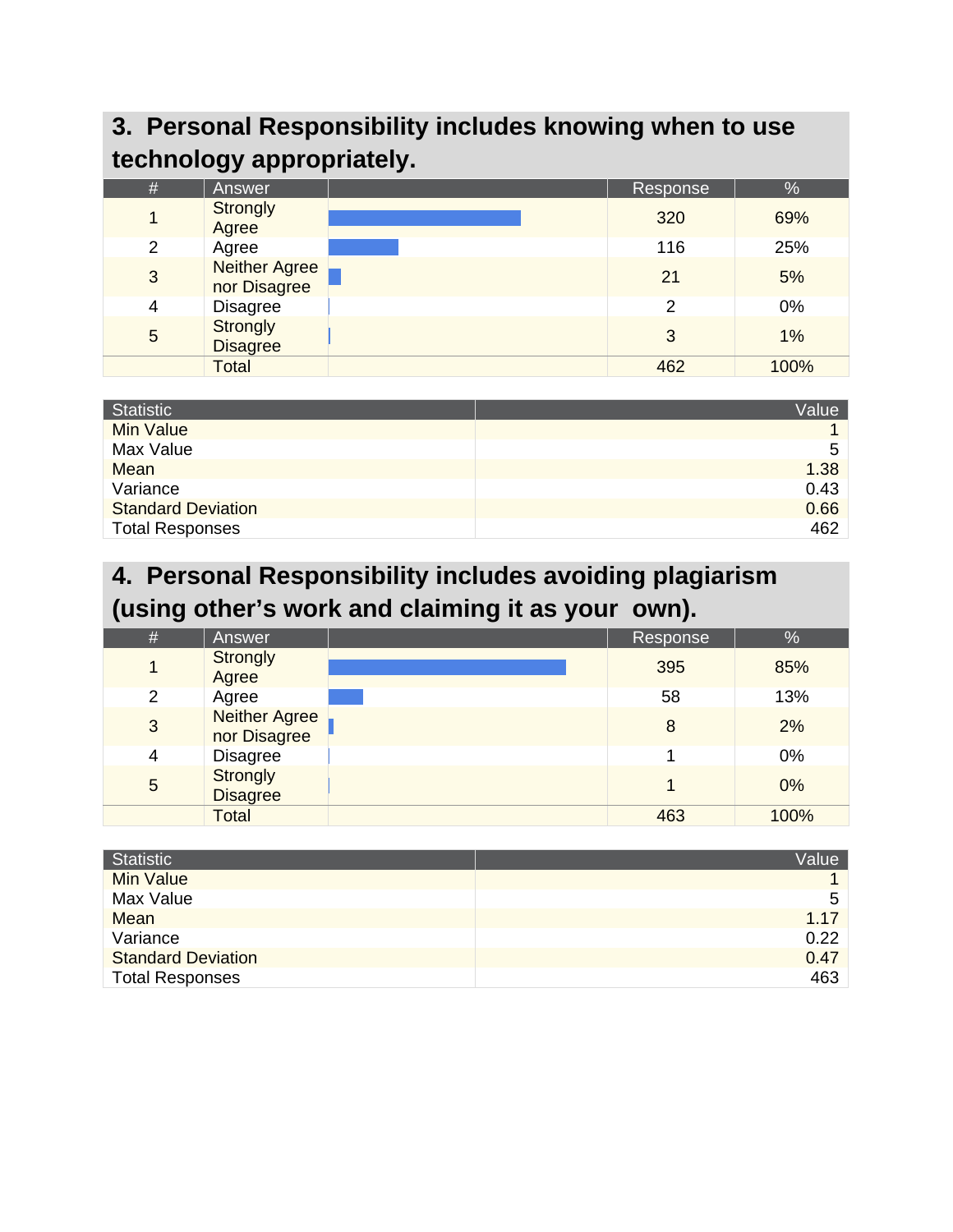## 3. Personal Responsibility includes knowing when to use technology appropriately.

| # | Answer | | Response | % |
|---|---|---|---|---|
| 1 | Strongly Agree | | 320 | 69% |
| 2 | Agree | | 116 | 25% |
| 3 | Neither Agree nor Disagree | | 21 | 5% |
| 4 | Disagree | | 2 | 0% |
| 5 | Strongly Disagree | | 3 | 1% |
| | Total | | 462 | 100% |

| Statistic | Value |
|---|---|
| Min Value | 1 |
| Max Value | 5 |
| Mean | 1.38 |
| Variance | 0.43 |
| Standard Deviation | 0.66 |
| Total Responses | 462 |

## 4. Personal Responsibility includes avoiding plagiarism (using other's work and claiming it as your own).

| # | Answer | | Response | % |
|---|---|---|---|---|
| 1 | Strongly Agree | | 395 | 85% |
| 2 | Agree | | 58 | 13% |
| 3 | Neither Agree nor Disagree | | 8 | 2% |
| 4 | Disagree | | 1 | 0% |
| 5 | Strongly Disagree | | 1 | 0% |
| | Total | | 463 | 100% |

| Statistic | Value |
|---|---|
| Min Value | 1 |
| Max Value | 5 |
| Mean | 1.17 |
| Variance | 0.22 |
| Standard Deviation | 0.47 |
| Total Responses | 463 |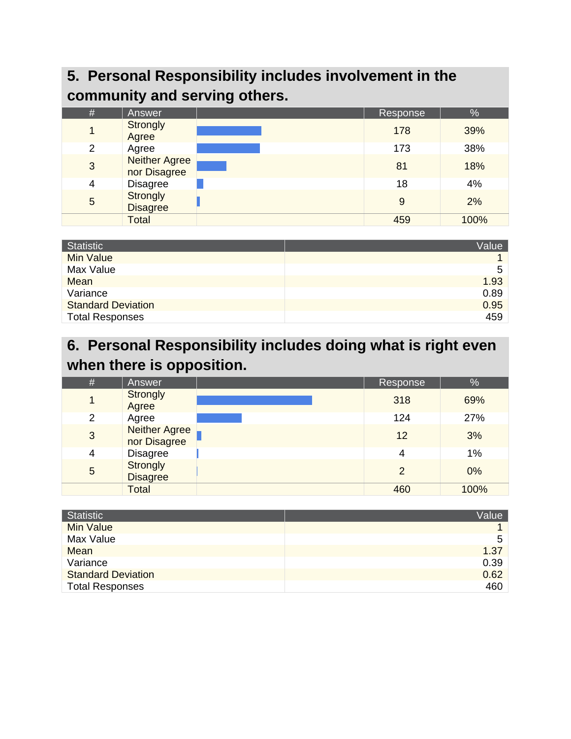## 5. Personal Responsibility includes involvement in the community and serving others.

| # | Answer | | Response | % |
|---|---|---|---|---|
| 1 | Strongly Agree | | 178 | 39% |
| 2 | Agree | | 173 | 38% |
| 3 | Neither Agree nor Disagree | | 81 | 18% |
| 4 | Disagree | | 18 | 4% |
| 5 | Strongly Disagree | | 9 | 2% |
| | Total | | 459 | 100% |

| Statistic | Value |
|---|---|
| Min Value | 1 |
| Max Value | 5 |
| Mean | 1.93 |
| Variance | 0.89 |
| Standard Deviation | 0.95 |
| Total Responses | 459 |

## 6. Personal Responsibility includes doing what is right even when there is opposition.

| # | Answer | | Response | % |
|---|---|---|---|---|
| 1 | Strongly Agree | | 318 | 69% |
| 2 | Agree | | 124 | 27% |
| 3 | Neither Agree nor Disagree | | 12 | 3% |
| 4 | Disagree | | 4 | 1% |
| 5 | Strongly Disagree | | 2 | 0% |
| | Total | | 460 | 100% |

| Statistic | Value |
|---|---|
| Min Value | 1 |
| Max Value | 5 |
| Mean | 1.37 |
| Variance | 0.39 |
| Standard Deviation | 0.62 |
| Total Responses | 460 |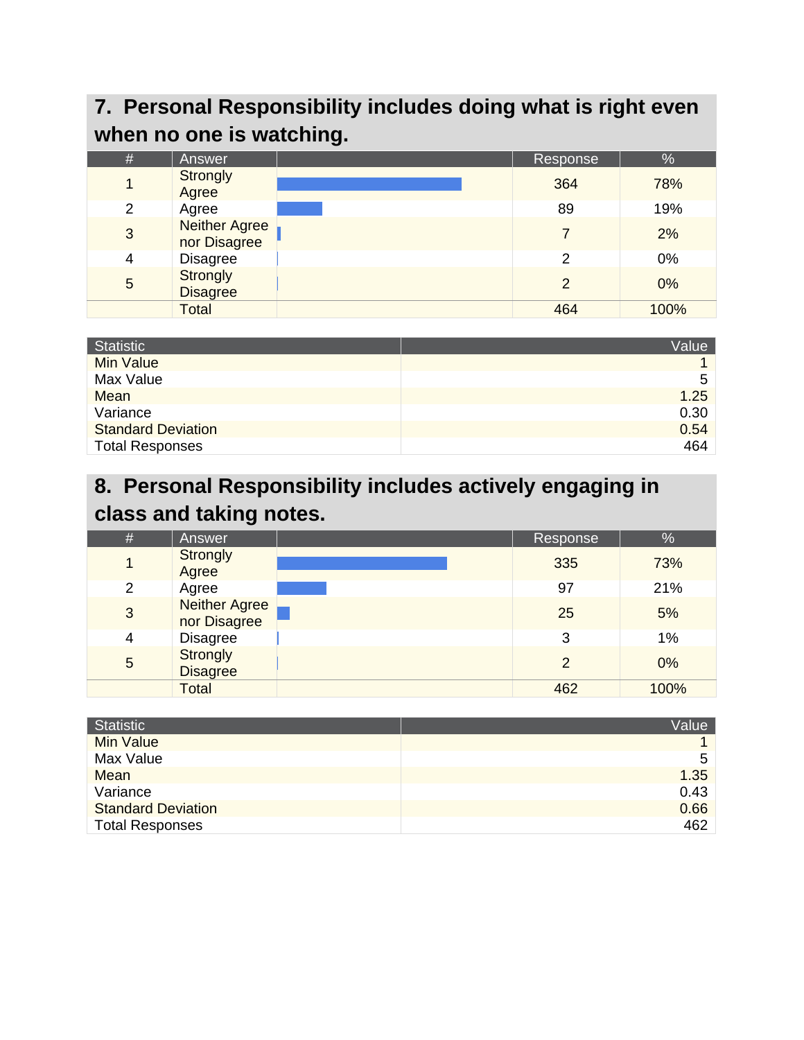## 7. Personal Responsibility includes doing what is right even when no one is watching.

| # | Answer | | Response | % |
|---|---|---|---|---|
| 1 | Strongly Agree | | 364 | 78% |
| 2 | Agree | | 89 | 19% |
| 3 | Neither Agree nor Disagree | | 7 | 2% |
| 4 | Disagree | | 2 | 0% |
| 5 | Strongly Disagree | | 2 | 0% |
| | Total | | 464 | 100% |

| Statistic | Value |
|---|---|
| Min Value | 1 |
| Max Value | 5 |
| Mean | 1.25 |
| Variance | 0.30 |
| Standard Deviation | 0.54 |
| Total Responses | 464 |

## 8. Personal Responsibility includes actively engaging in class and taking notes.

| # | Answer | | Response | % |
|---|---|---|---|---|
| 1 | Strongly Agree | | 335 | 73% |
| 2 | Agree | | 97 | 21% |
| 3 | Neither Agree nor Disagree | | 25 | 5% |
| 4 | Disagree | | 3 | 1% |
| 5 | Strongly Disagree | | 2 | 0% |
| | Total | | 462 | 100% |

| Statistic | Value |
|---|---|
| Min Value | 1 |
| Max Value | 5 |
| Mean | 1.35 |
| Variance | 0.43 |
| Standard Deviation | 0.66 |
| Total Responses | 462 |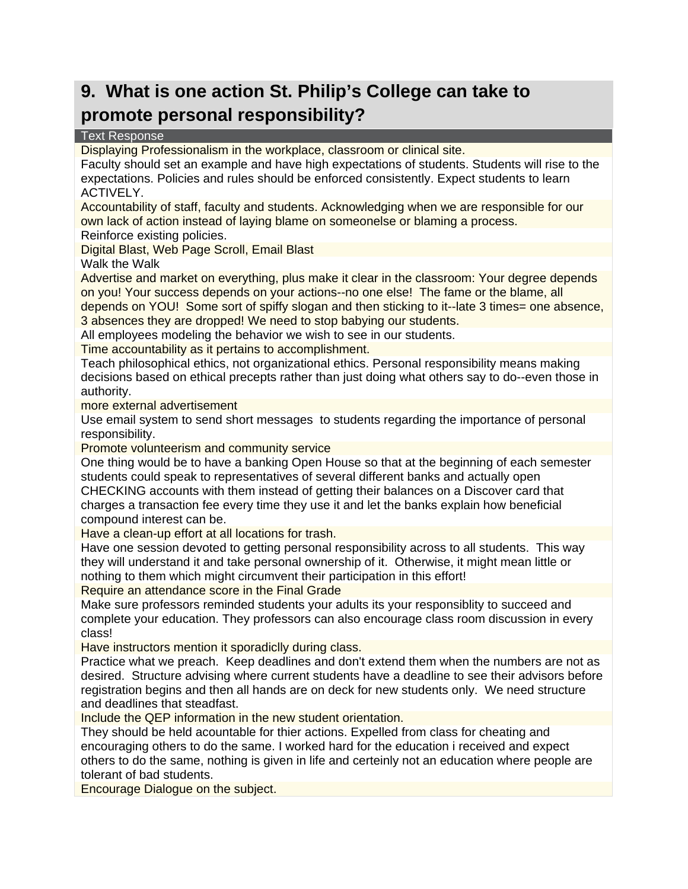## 9. What is one action St. Philip's College can take to promote personal responsibility?

| Text Response |
|---|
| Displaying Professionalism in the workplace, classroom or clinical site. |
| Faculty should set an example and have high expectations of students. Students will rise to the expectations. Policies and rules should be enforced consistently. Expect students to learn ACTIVELY. |
| Accountability of staff, faculty and students. Acknowledging when we are responsible for our own lack of action instead of laying blame on someonelse or blaming a process. |
| Reinforce existing policies. |
| Digital Blast, Web Page Scroll, Email Blast |
| Walk the Walk |
| Advertise and market on everything, plus make it clear in the classroom: Your degree depends on you! Your success depends on your actions--no one else! The fame or the blame, all depends on YOU! Some sort of spiffy slogan and then sticking to it--late 3 times= one absence, 3 absences they are dropped! We need to stop babying our students. |
| All employees modeling the behavior we wish to see in our students. |
| Time accountability as it pertains to accomplishment. |
| Teach philosophical ethics, not organizational ethics. Personal responsibility means making decisions based on ethical precepts rather than just doing what others say to do--even those in authority. |
| more external advertisement |
| Use email system to send short messages to students regarding the importance of personal responsibility. |
| Promote volunteerism and community service |
| One thing would be to have a banking Open House so that at the beginning of each semester students could speak to representatives of several different banks and actually open CHECKING accounts with them instead of getting their balances on a Discover card that charges a transaction fee every time they use it and let the banks explain how beneficial compound interest can be. |
| Have a clean-up effort at all locations for trash. |
| Have one session devoted to getting personal responsibility across to all students. This way they will understand it and take personal ownership of it. Otherwise, it might mean little or nothing to them which might circumvent their participation in this effort! |
| Require an attendance score in the Final Grade |
| Make sure professors reminded students your adults its your responsiblity to succeed and complete your education. They professors can also encourage class room discussion in every class! |
| Have instructors mention it sporadiclly during class. |
| Practice what we preach. Keep deadlines and don't extend them when the numbers are not as desired. Structure advising where current students have a deadline to see their advisors before registration begins and then all hands are on deck for new students only. We need structure and deadlines that steadfast. |
| Include the QEP information in the new student orientation. |
| They should be held acountable for thier actions. Expelled from class for cheating and encouraging others to do the same. I worked hard for the education i received and expect others to do the same, nothing is given in life and certeinly not an education where people are tolerant of bad students. |
| Encourage Dialogue on the subject. |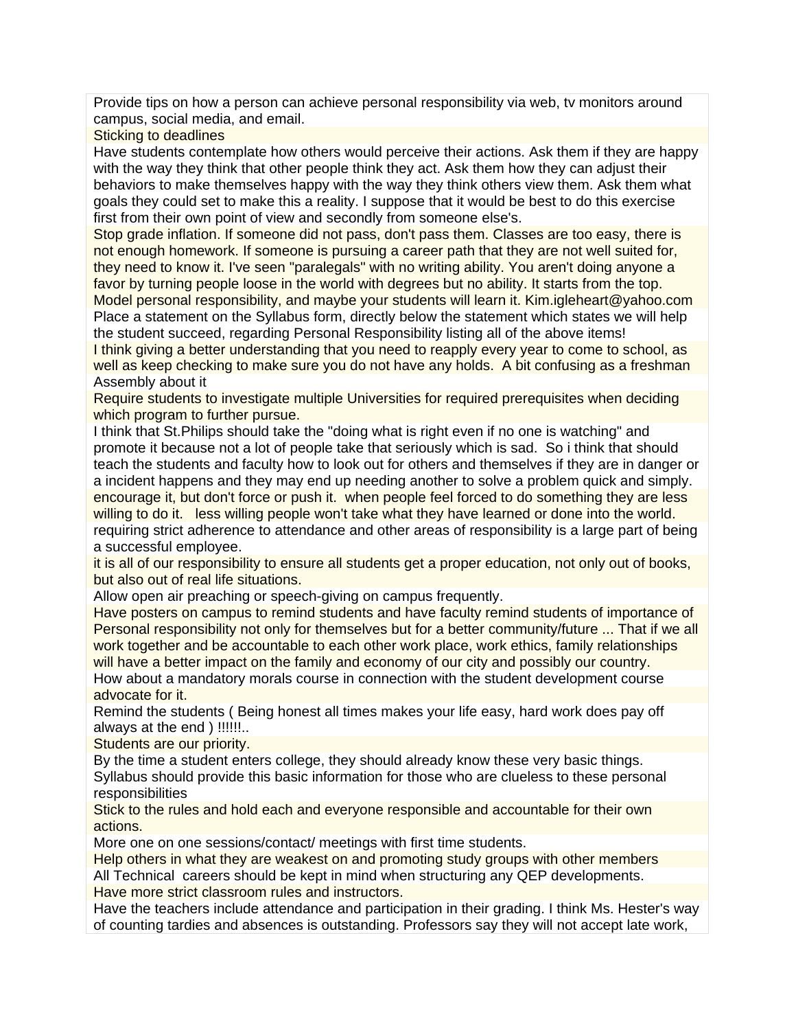Provide tips on how a person can achieve personal responsibility via web, tv monitors around campus, social media, and email.

Sticking to deadlines

Have students contemplate how others would perceive their actions. Ask them if they are happy with the way they think that other people think they act. Ask them how they can adjust their behaviors to make themselves happy with the way they think others view them. Ask them what goals they could set to make this a reality. I suppose that it would be best to do this exercise first from their own point of view and secondly from someone else's.

Stop grade inflation. If someone did not pass, don't pass them. Classes are too easy, there is not enough homework. If someone is pursuing a career path that they are not well suited for, they need to know it. I've seen "paralegals" with no writing ability. You aren't doing anyone a favor by turning people loose in the world with degrees but no ability. It starts from the top. Model personal responsibility, and maybe your students will learn it. Kim.igleheart@yahoo.com

Place a statement on the Syllabus form, directly below the statement which states we will help the student succeed, regarding Personal Responsibility listing all of the above items!

I think giving a better understanding that you need to reapply every year to come to school, as well as keep checking to make sure you do not have any holds. A bit confusing as a freshman

Assembly about it

Require students to investigate multiple Universities for required prerequisites when deciding which program to further pursue.

I think that St.Philips should take the "doing what is right even if no one is watching" and promote it because not a lot of people take that seriously which is sad. So i think that should teach the students and faculty how to look out for others and themselves if they are in danger or a incident happens and they may end up needing another to solve a problem quick and simply.

encourage it, but don't force or push it. when people feel forced to do something they are less willing to do it. less willing people won't take what they have learned or done into the world.

requiring strict adherence to attendance and other areas of responsibility is a large part of being a successful employee.

it is all of our responsibility to ensure all students get a proper education, not only out of books, but also out of real life situations.

Allow open air preaching or speech-giving on campus frequently.

Have posters on campus to remind students and have faculty remind students of importance of Personal responsibility not only for themselves but for a better community/future ... That if we all work together and be accountable to each other work place, work ethics, family relationships will have a better impact on the family and economy of our city and possibly our country.

How about a mandatory morals course in connection with the student development course

advocate for it.

Remind the students ( Being honest all times makes your life easy, hard work does pay off always at the end ) !!!!!!..

Students are our priority.

By the time a student enters college, they should already know these very basic things. Syllabus should provide this basic information for those who are clueless to these personal responsibilities

Stick to the rules and hold each and everyone responsible and accountable for their own actions.

More one on one sessions/contact/ meetings with first time students.

Help others in what they are weakest on and promoting study groups with other members

All Technical careers should be kept in mind when structuring any QEP developments.

Have more strict classroom rules and instructors.

Have the teachers include attendance and participation in their grading. I think Ms. Hester's way of counting tardies and absences is outstanding. Professors say they will not accept late work,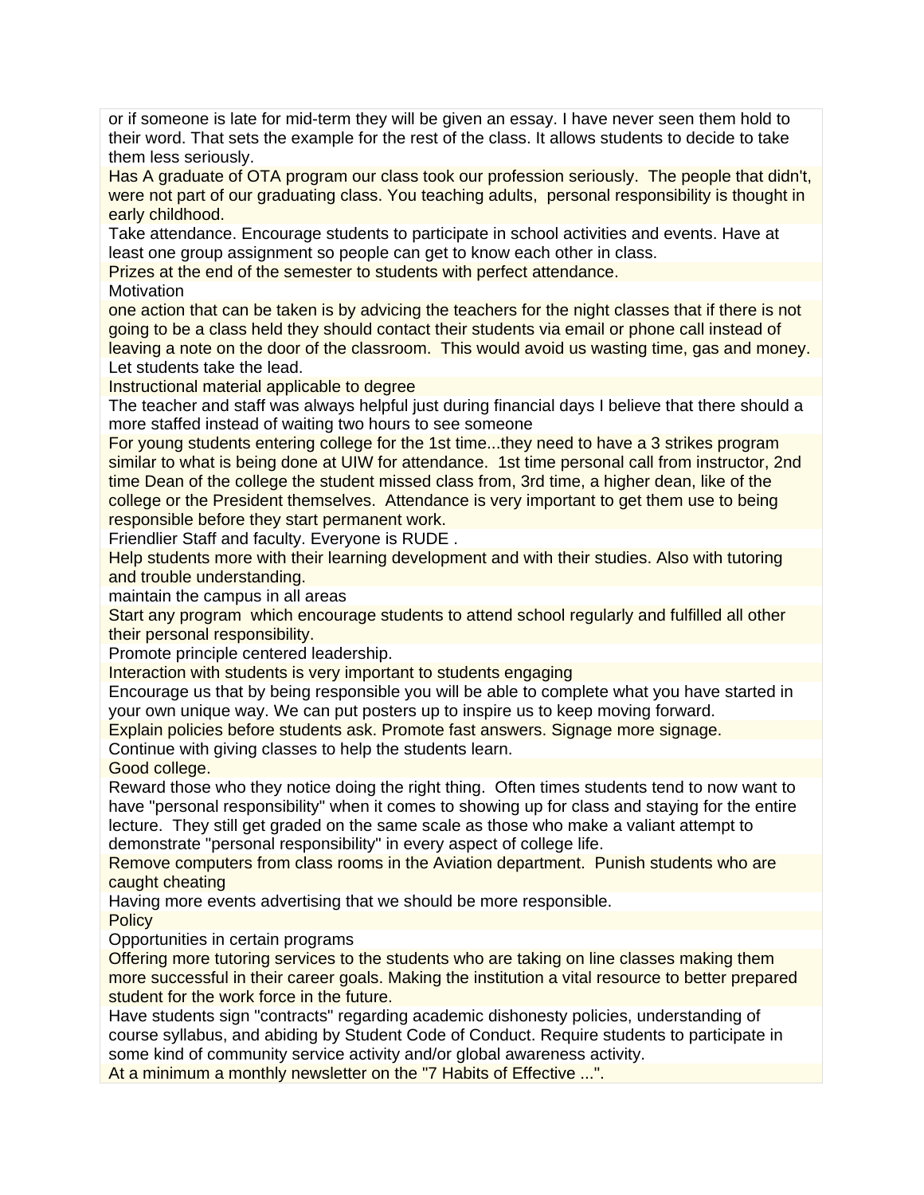or if someone is late for mid-term they will be given an essay. I have never seen them hold to their word. That sets the example for the rest of the class. It allows students to decide to take them less seriously.

Has A graduate of OTA program our class took our profession seriously. The people that didn't, were not part of our graduating class. You teaching adults, personal responsibility is thought in early childhood.

Take attendance. Encourage students to participate in school activities and events. Have at least one group assignment so people can get to know each other in class.

Prizes at the end of the semester to students with perfect attendance.

Motivation

one action that can be taken is by advicing the teachers for the night classes that if there is not going to be a class held they should contact their students via email or phone call instead of leaving a note on the door of the classroom. This would avoid us wasting time, gas and money.

Let students take the lead.

Instructional material applicable to degree

The teacher and staff was always helpful just during financial days I believe that there should a more staffed instead of waiting two hours to see someone

For young students entering college for the 1st time...they need to have a 3 strikes program similar to what is being done at UIW for attendance. 1st time personal call from instructor, 2nd time Dean of the college the student missed class from, 3rd time, a higher dean, like of the college or the President themselves. Attendance is very important to get them use to being responsible before they start permanent work.

Friendlier Staff and faculty. Everyone is RUDE .

Help students more with their learning development and with their studies. Also with tutoring and trouble understanding.

maintain the campus in all areas

Start any program which encourage students to attend school regularly and fulfilled all other their personal responsibility.

Promote principle centered leadership.

Interaction with students is very important to students engaging

Encourage us that by being responsible you will be able to complete what you have started in your own unique way. We can put posters up to inspire us to keep moving forward.

Explain policies before students ask. Promote fast answers. Signage more signage.

Continue with giving classes to help the students learn.

Good college.

Reward those who they notice doing the right thing. Often times students tend to now want to have "personal responsibility" when it comes to showing up for class and staying for the entire lecture. They still get graded on the same scale as those who make a valiant attempt to demonstrate "personal responsibility" in every aspect of college life.

Remove computers from class rooms in the Aviation department. Punish students who are caught cheating

Having more events advertising that we should be more responsible.

Policy

Opportunities in certain programs

Offering more tutoring services to the students who are taking on line classes making them more successful in their career goals. Making the institution a vital resource to better prepared student for the work force in the future.

Have students sign "contracts" regarding academic dishonesty policies, understanding of course syllabus, and abiding by Student Code of Conduct. Require students to participate in some kind of community service activity and/or global awareness activity.

At a minimum a monthly newsletter on the "7 Habits of Effective ...".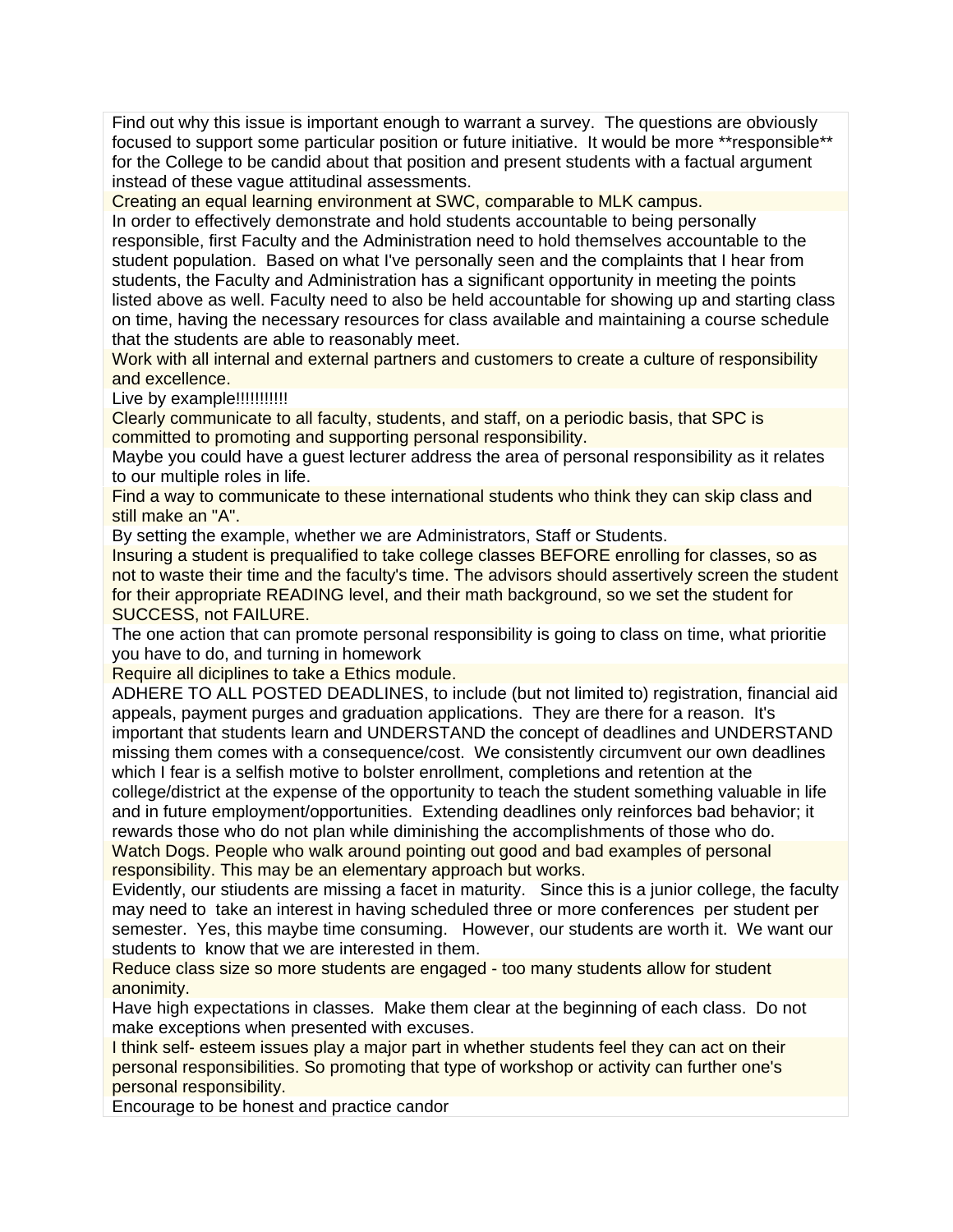Find out why this issue is important enough to warrant a survey. The questions are obviously focused to support some particular position or future initiative. It would be more **responsible** for the College to be candid about that position and present students with a factual argument instead of these vague attitudinal assessments.

Creating an equal learning environment at SWC, comparable to MLK campus.

In order to effectively demonstrate and hold students accountable to being personally responsible, first Faculty and the Administration need to hold themselves accountable to the student population. Based on what I've personally seen and the complaints that I hear from students, the Faculty and Administration has a significant opportunity in meeting the points listed above as well. Faculty need to also be held accountable for showing up and starting class on time, having the necessary resources for class available and maintaining a course schedule that the students are able to reasonably meet.

Work with all internal and external partners and customers to create a culture of responsibility and excellence.

Live by example!!!!!!!!!!

Clearly communicate to all faculty, students, and staff, on a periodic basis, that SPC is committed to promoting and supporting personal responsibility.

Maybe you could have a guest lecturer address the area of personal responsibility as it relates to our multiple roles in life.

Find a way to communicate to these international students who think they can skip class and still make an "A".

By setting the example, whether we are Administrators, Staff or Students.

Insuring a student is prequalified to take college classes BEFORE enrolling for classes, so as not to waste their time and the faculty's time. The advisors should assertively screen the student for their appropriate READING level, and their math background, so we set the student for SUCCESS, not FAILURE.

The one action that can promote personal responsibility is going to class on time, what prioritie you have to do, and turning in homework

Require all diciplines to take a Ethics module.

ADHERE TO ALL POSTED DEADLINES, to include (but not limited to) registration, financial aid appeals, payment purges and graduation applications. They are there for a reason. It's important that students learn and UNDERSTAND the concept of deadlines and UNDERSTAND missing them comes with a consequence/cost. We consistently circumvent our own deadlines which I fear is a selfish motive to bolster enrollment, completions and retention at the college/district at the expense of the opportunity to teach the student something valuable in life and in future employment/opportunities. Extending deadlines only reinforces bad behavior; it rewards those who do not plan while diminishing the accomplishments of those who do.

Watch Dogs. People who walk around pointing out good and bad examples of personal responsibility. This may be an elementary approach but works.

Evidently, our stiudents are missing a facet in maturity. Since this is a junior college, the faculty may need to take an interest in having scheduled three or more conferences per student per semester. Yes, this maybe time consuming. However, our students are worth it. We want our students to know that we are interested in them.

Reduce class size so more students are engaged - too many students allow for student anonimity.

Have high expectations in classes. Make them clear at the beginning of each class. Do not make exceptions when presented with excuses.

I think self- esteem issues play a major part in whether students feel they can act on their personal responsibilities. So promoting that type of workshop or activity can further one's personal responsibility.

Encourage to be honest and practice candor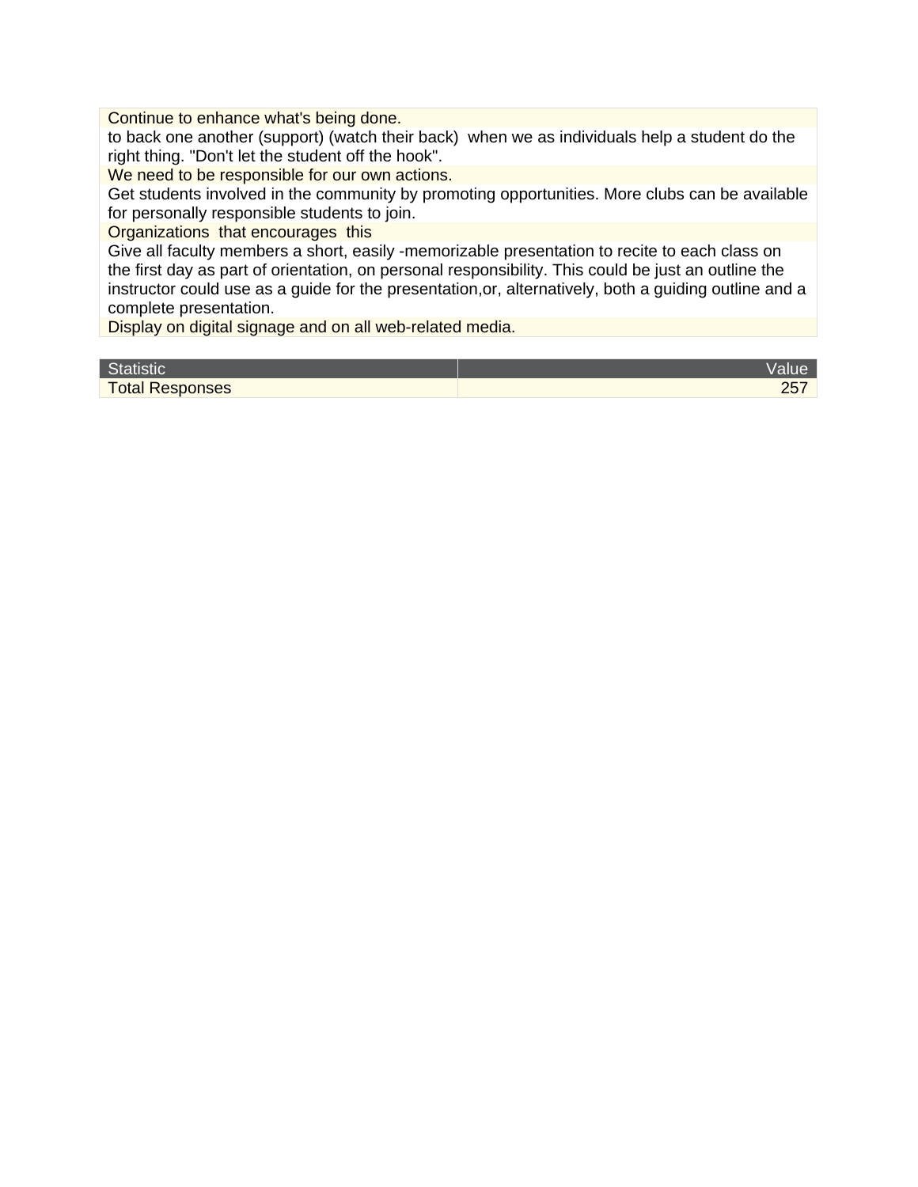| |
|---|
| Continue to enhance what's being done. |
| to back one another (support) (watch their back) when we as individuals help a student do the right thing. "Don't let the student off the hook". |
| We need to be responsible for our own actions. |
| Get students involved in the community by promoting opportunities. More clubs can be available for personally responsible students to join. |
| Organizations that encourages this |
| Give all faculty members a short, easily -memorizable presentation to recite to each class on the first day as part of orientation, on personal responsibility. This could be just an outline the instructor could use as a guide for the presentation,or, alternatively, both a guiding outline and a complete presentation. |
| Display on digital signage and on all web-related media. |

| Statistic | Value |
|---|---:|
| Total Responses | 257 |